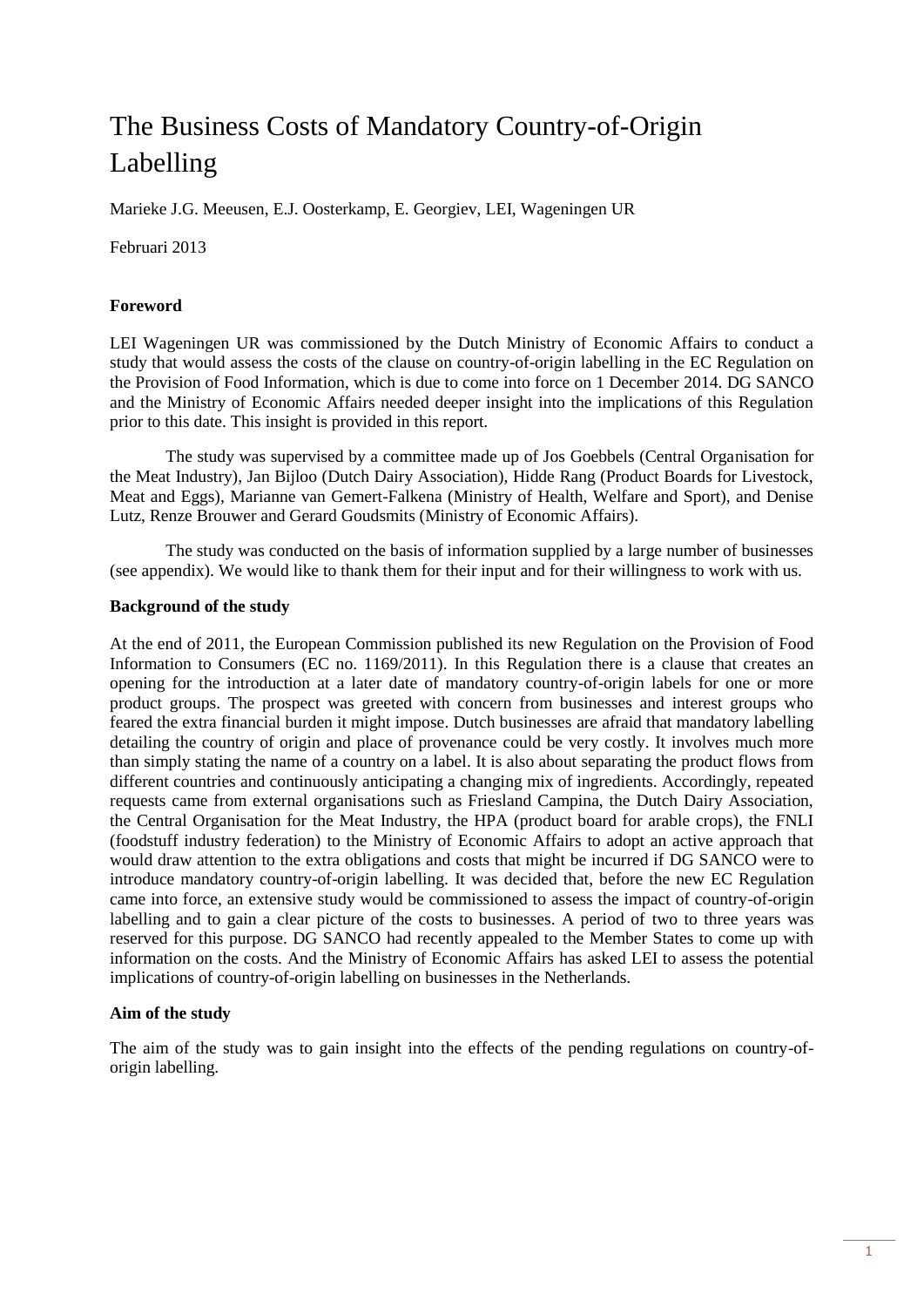# The Business Costs of Mandatory Country-of-Origin Labelling

Marieke J.G. Meeusen, E.J. Oosterkamp, E. Georgiev, LEI, Wageningen UR

Februari 2013

### Foreword

LEI Wageningen UR was commissioned by the Dutch Ministry of Economic Affairs to conduct a study that would assess the costs of the clause on country-of-origin labelling in the EC Regulation on the Provision of Food Information, which is due to come into force on 1 December 2014. DG SANCO and the Ministry of Economic Affairs needed deeper insight into the implications of this Regulation prior to this date. This insight is provided in this report.

The study was supervised by a committee made up of Jos Goebbels (Central Organisation for the Meat Industry), Jan Bijloo (Dutch Dairy Association), Hidde Rang (Product Boards for Livestock, Meat and Eggs), Marianne van Gemert-Falkena (Ministry of Health, Welfare and Sport), and Denise Lutz, Renze Brouwer and Gerard Goudsmits (Ministry of Economic Affairs).

The study was conducted on the basis of information supplied by a large number of businesses (see appendix). We would like to thank them for their input and for their willingness to work with us.

### Background of the study

At the end of 2011, the European Commission published its new Regulation on the Provision of Food Information to Consumers (EC no. 1169/2011). In this Regulation there is a clause that creates an opening for the introduction at a later date of mandatory country-of-origin labels for one or more product groups. The prospect was greeted with concern from businesses and interest groups who feared the extra financial burden it might impose. Dutch businesses are afraid that mandatory labelling detailing the country of origin and place of provenance could be very costly. It involves much more than simply stating the name of a country on a label. It is also about separating the product flows from different countries and continuously anticipating a changing mix of ingredients. Accordingly, repeated requests came from external organisations such as Friesland Campina, the Dutch Dairy Association, the Central Organisation for the Meat Industry, the HPA (product board for arable crops), the FNLI (foodstuff industry federation) to the Ministry of Economic Affairs to adopt an active approach that would draw attention to the extra obligations and costs that might be incurred if DG SANCO were to introduce mandatory country-of-origin labelling. It was decided that, before the new EC Regulation came into force, an extensive study would be commissioned to assess the impact of country-of-origin labelling and to gain a clear picture of the costs to businesses. A period of two to three years was reserved for this purpose. DG SANCO had recently appealed to the Member States to come up with information on the costs. And the Ministry of Economic Affairs has asked LEI to assess the potential implications of country-of-origin labelling on businesses in the Netherlands.

### Aim of the study

The aim of the study was to gain insight into the effects of the pending regulations on country-of-origin labelling.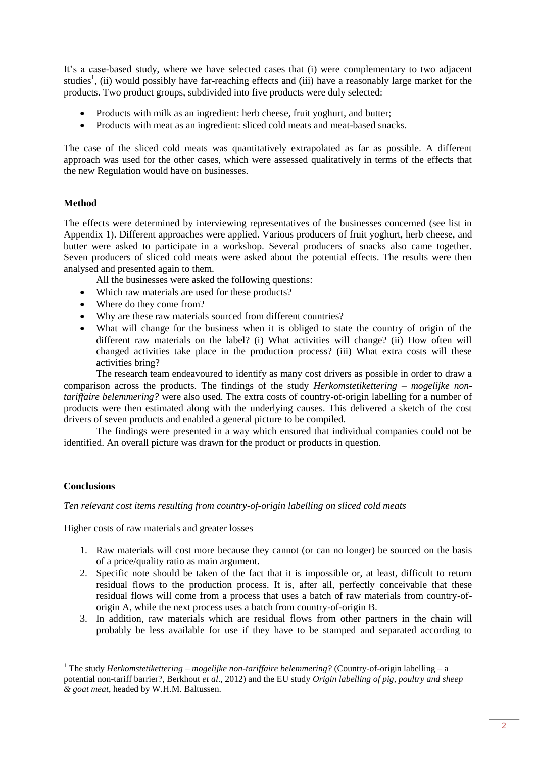It's a case-based study, where we have selected cases that (i) were complementary to two adjacent studies[1], (ii) would possibly have far-reaching effects and (iii) have a reasonably large market for the products. Two product groups, subdivided into five products were duly selected:

- Products with milk as an ingredient: herb cheese, fruit yoghurt, and butter;
- Products with meat as an ingredient: sliced cold meats and meat-based snacks.

The case of the sliced cold meats was quantitatively extrapolated as far as possible. A different approach was used for the other cases, which were assessed qualitatively in terms of the effects that the new Regulation would have on businesses.

## Method

The effects were determined by interviewing representatives of the businesses concerned (see list in Appendix 1). Different approaches were applied. Various producers of fruit yoghurt, herb cheese, and butter were asked to participate in a workshop. Several producers of snacks also came together. Seven producers of sliced cold meats were asked about the potential effects. The results were then analysed and presented again to them.

All the businesses were asked the following questions:

- Which raw materials are used for these products?
- Where do they come from?
- Why are these raw materials sourced from different countries?
- What will change for the business when it is obliged to state the country of origin of the different raw materials on the label? (i) What activities will change? (ii) How often will changed activities take place in the production process? (iii) What extra costs will these activities bring?

The research team endeavoured to identify as many cost drivers as possible in order to draw a comparison across the products. The findings of the study *Herkomstetikettering – mogelijke non-tariffaire belemmering?* were also used. The extra costs of country-of-origin labelling for a number of products were then estimated along with the underlying causes. This delivered a sketch of the cost drivers of seven products and enabled a general picture to be compiled.

The findings were presented in a way which ensured that individual companies could not be identified. An overall picture was drawn for the product or products in question.

## Conclusions

*Ten relevant cost items resulting from country-of-origin labelling on sliced cold meats*

Higher costs of raw materials and greater losses

1. Raw materials will cost more because they cannot (or can no longer) be sourced on the basis of a price/quality ratio as main argument.
2. Specific note should be taken of the fact that it is impossible or, at least, difficult to return residual flows to the production process. It is, after all, perfectly conceivable that these residual flows will come from a process that uses a batch of raw materials from country-of-origin A, while the next process uses a batch from country-of-origin B.
3. In addition, raw materials which are residual flows from other partners in the chain will probably be less available for use if they have to be stamped and separated according to

---

[1] The study *Herkomstetikettering – mogelijke non-tariffaire belemmering?* (Country-of-origin labelling – a potential non-tariff barrier?, Berkhout *et al*., 2012) and the EU study *Origin labelling of pig, poultry and sheep & goat meat*, headed by W.H.M. Baltussen.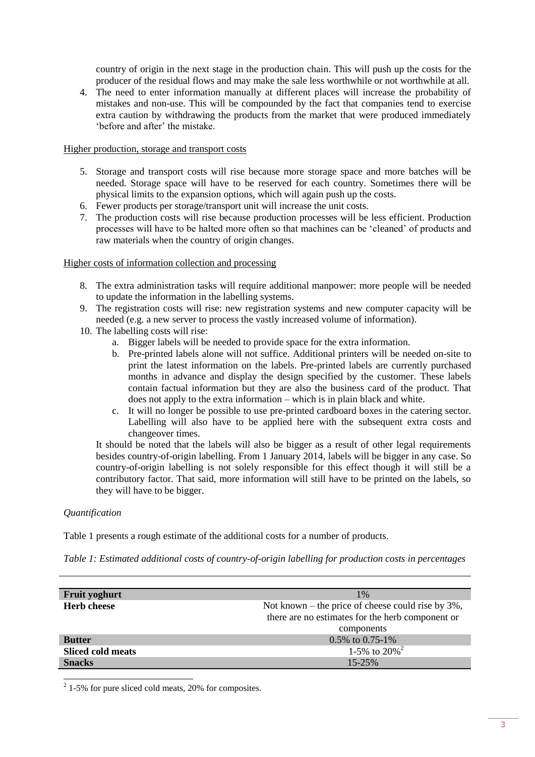country of origin in the next stage in the production chain. This will push up the costs for the producer of the residual flows and may make the sale less worthwhile or not worthwhile at all.

4. The need to enter information manually at different places will increase the probability of mistakes and non-use. This will be compounded by the fact that companies tend to exercise extra caution by withdrawing the products from the market that were produced immediately 'before and after' the mistake.

Higher production, storage and transport costs

5. Storage and transport costs will rise because more storage space and more batches will be needed. Storage space will have to be reserved for each country. Sometimes there will be physical limits to the expansion options, which will again push up the costs.
6. Fewer products per storage/transport unit will increase the unit costs.
7. The production costs will rise because production processes will be less efficient. Production processes will have to be halted more often so that machines can be 'cleaned' of products and raw materials when the country of origin changes.

Higher costs of information collection and processing

8. The extra administration tasks will require additional manpower: more people will be needed to update the information in the labelling systems.
9. The registration costs will rise: new registration systems and new computer capacity will be needed (e.g. a new server to process the vastly increased volume of information).
10. The labelling costs will rise:
    a. Bigger labels will be needed to provide space for the extra information.
    b. Pre-printed labels alone will not suffice. Additional printers will be needed on-site to print the latest information on the labels. Pre-printed labels are currently purchased months in advance and display the design specified by the customer. These labels contain factual information but they are also the business card of the product. That does not apply to the extra information – which is in plain black and white.
    c. It will no longer be possible to use pre-printed cardboard boxes in the catering sector. Labelling will also have to be applied here with the subsequent extra costs and changeover times.

    It should be noted that the labels will also be bigger as a result of other legal requirements besides country-of-origin labelling. From 1 January 2014, labels will be bigger in any case. So country-of-origin labelling is not solely responsible for this effect though it will still be a contributory factor. That said, more information will still have to be printed on the labels, so they will have to be bigger.

*Quantification*

Table 1 presents a rough estimate of the additional costs for a number of products.

*Table 1: Estimated additional costs of country-of-origin labelling for production costs in percentages*

| | |
|---|---|
| **Fruit yoghurt** | 1% |
| **Herb cheese** | Not known – the price of cheese could rise by 3%, there are no estimates for the herb component or components |
| **Butter** | 0.5% to 0.75-1% |
| **Sliced cold meats** | 1-5% to 20%[2] |
| **Snacks** | 15-25% |

[2] 1-5% for pure sliced cold meats, 20% for composites.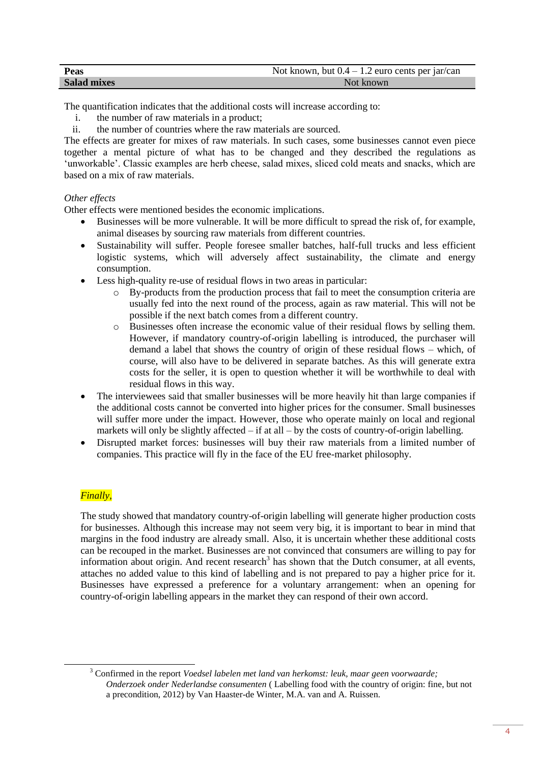| | |
|---|---|
| **Peas** | Not known, but 0.4 – 1.2 euro cents per jar/can |
| **Salad mixes** | Not known |

The quantification indicates that the additional costs will increase according to:

i. the number of raw materials in a product;
ii. the number of countries where the raw materials are sourced.

The effects are greater for mixes of raw materials. In such cases, some businesses cannot even piece together a mental picture of what has to be changed and they described the regulations as 'unworkable'. Classic examples are herb cheese, salad mixes, sliced cold meats and snacks, which are based on a mix of raw materials.

*Other effects*

Other effects were mentioned besides the economic implications.

- Businesses will be more vulnerable. It will be more difficult to spread the risk of, for example, animal diseases by sourcing raw materials from different countries.
- Sustainability will suffer. People foresee smaller batches, half-full trucks and less efficient logistic systems, which will adversely affect sustainability, the climate and energy consumption.
- Less high-quality re-use of residual flows in two areas in particular:
  - By-products from the production process that fail to meet the consumption criteria are usually fed into the next round of the process, again as raw material. This will not be possible if the next batch comes from a different country.
  - Businesses often increase the economic value of their residual flows by selling them. However, if mandatory country-of-origin labelling is introduced, the purchaser will demand a label that shows the country of origin of these residual flows – which, of course, will also have to be delivered in separate batches. As this will generate extra costs for the seller, it is open to question whether it will be worthwhile to deal with residual flows in this way.
- The interviewees said that smaller businesses will be more heavily hit than large companies if the additional costs cannot be converted into higher prices for the consumer. Small businesses will suffer more under the impact. However, those who operate mainly on local and regional markets will only be slightly affected – if at all – by the costs of country-of-origin labelling.
- Disrupted market forces: businesses will buy their raw materials from a limited number of companies. This practice will fly in the face of the EU free-market philosophy.

*Finally,*

The study showed that mandatory country-of-origin labelling will generate higher production costs for businesses. Although this increase may not seem very big, it is important to bear in mind that margins in the food industry are already small. Also, it is uncertain whether these additional costs can be recouped in the market. Businesses are not convinced that consumers are willing to pay for information about origin. And recent research[3] has shown that the Dutch consumer, at all events, attaches no added value to this kind of labelling and is not prepared to pay a higher price for it. Businesses have expressed a preference for a voluntary arrangement: when an opening for country-of-origin labelling appears in the market they can respond of their own accord.

[3] Confirmed in the report *Voedsel labelen met land van herkomst: leuk, maar geen voorwaarde; Onderzoek onder Nederlandse consumenten* ( Labelling food with the country of origin: fine, but not a precondition, 2012) by Van Haaster-de Winter, M.A. van and A. Ruissen.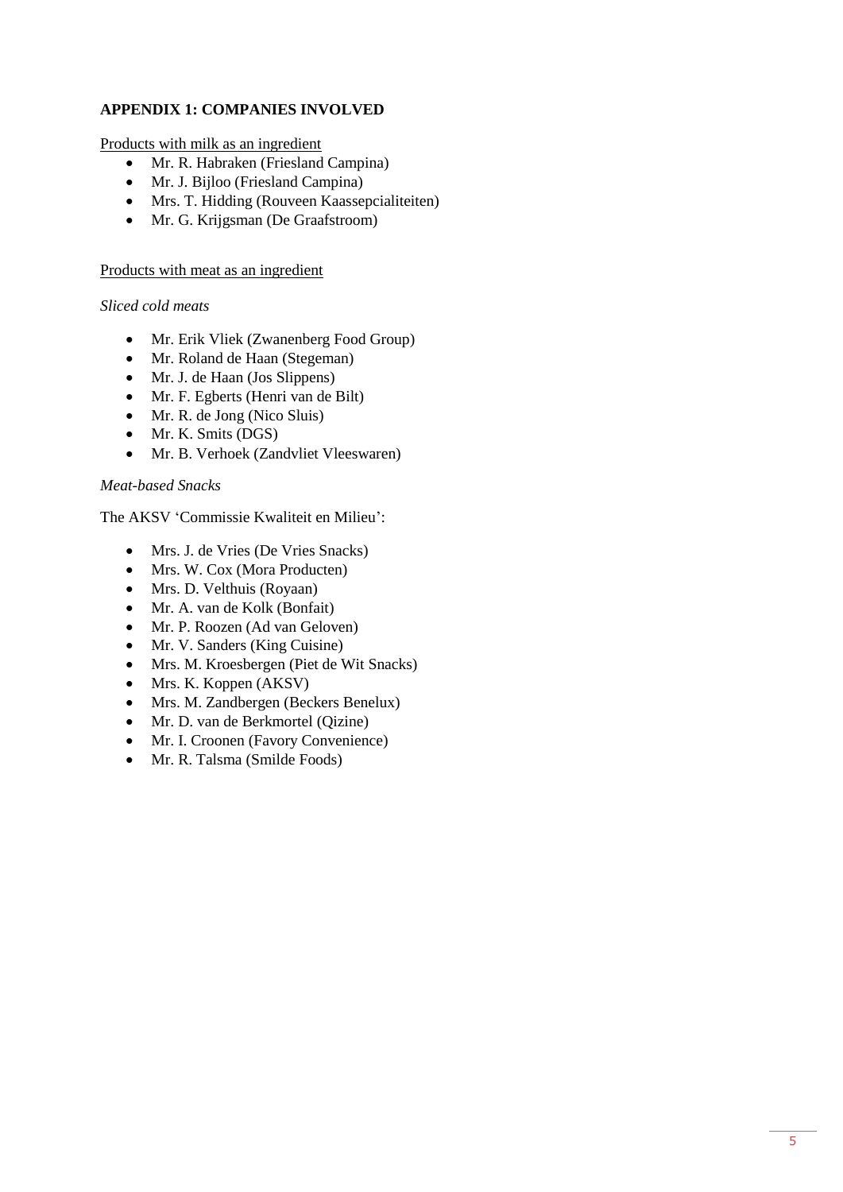## APPENDIX 1: COMPANIES INVOLVED

Products with milk as an ingredient

- Mr. R. Habraken (Friesland Campina)
- Mr. J. Bijloo (Friesland Campina)
- Mrs. T. Hidding (Rouveen Kaassepcialiteiten)
- Mr. G. Krijgsman (De Graafstroom)

Products with meat as an ingredient

*Sliced cold meats*

- Mr. Erik Vliek (Zwanenberg Food Group)
- Mr. Roland de Haan (Stegeman)
- Mr. J. de Haan (Jos Slippens)
- Mr. F. Egberts (Henri van de Bilt)
- Mr. R. de Jong (Nico Sluis)
- Mr. K. Smits (DGS)
- Mr. B. Verhoek (Zandvliet Vleeswaren)

*Meat-based Snacks*

The AKSV 'Commissie Kwaliteit en Milieu':

- Mrs. J. de Vries (De Vries Snacks)
- Mrs. W. Cox (Mora Producten)
- Mrs. D. Velthuis (Royaan)
- Mr. A. van de Kolk (Bonfait)
- Mr. P. Roozen (Ad van Geloven)
- Mr. V. Sanders (King Cuisine)
- Mrs. M. Kroesbergen (Piet de Wit Snacks)
- Mrs. K. Koppen (AKSV)
- Mrs. M. Zandbergen (Beckers Benelux)
- Mr. D. van de Berkmortel (Qizine)
- Mr. I. Croonen (Favory Convenience)
- Mr. R. Talsma (Smilde Foods)